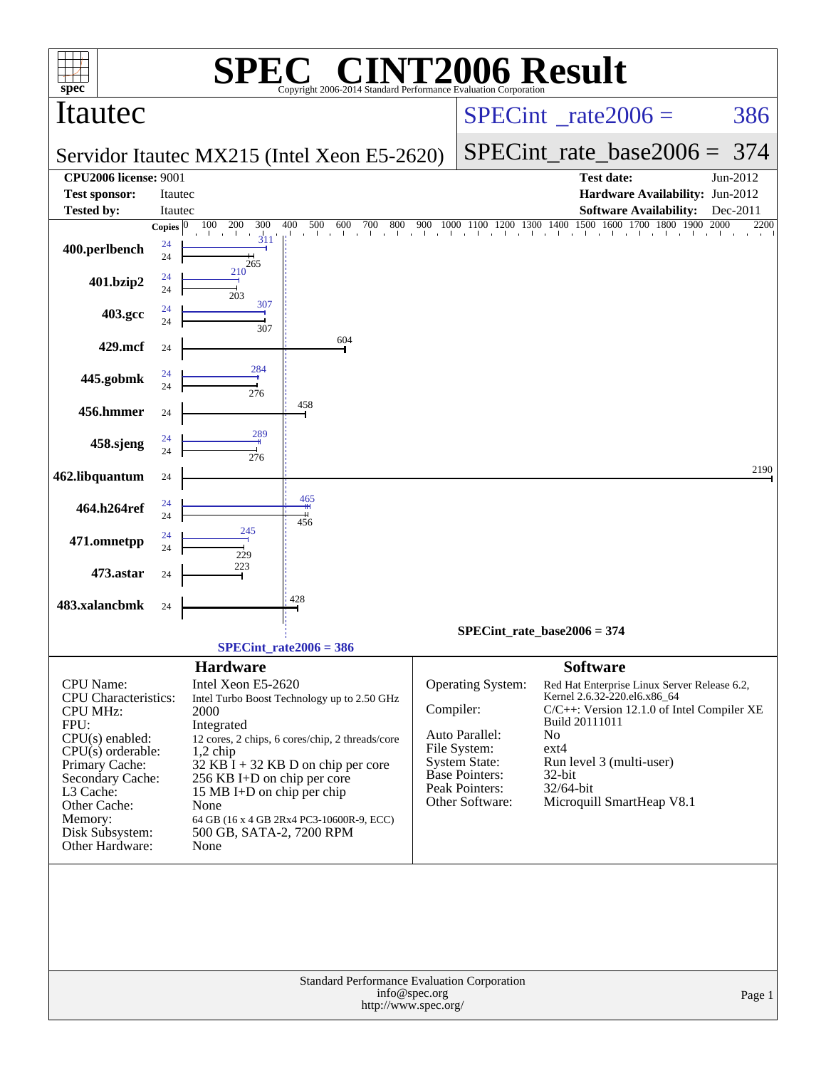# SPEC CINT2006 Result

Copyright 2006-2014 Standard Performance Evaluation Corporation

## Itautec

**Servidor Itautec MX215 (Intel Xeon E5-2620)**

SPECint_rate2006 = 386

SPECint_rate_base2006 = 374

| | | | |
|---|---|---|---|
| **CPU2006 license:** | 9001 | **Test date:** | Jun-2012 |
| **Test sponsor:** | Itautec | **Hardware Availability:** | Jun-2012 |
| **Tested by:** | Itautec | **Software Availability:** | Dec-2011 |

| Benchmark | Copies (peak) | Peak | Copies (base) | Base |
|---|---|---|---|---|
| 400.perlbench | 24 | 311 | 24 | 265 |
| 401.bzip2 | 24 | 210 | 24 | 203 |
| 403.gcc | 24 | 307 | 24 | 307 |
| 429.mcf | | | 24 | 604 |
| 445.gobmk | 24 | 284 | 24 | 276 |
| 456.hmmer | | | 24 | 458 |
| 458.sjeng | 24 | 289 | 24 | 276 |
| 462.libquantum | | | 24 | 2190 |
| 464.h264ref | 24 | 465 | 24 | 456 |
| 471.omnetpp | 24 | 245 | 24 | 229 |
| 473.astar | | | 24 | 223 |
| 483.xalancbmk | | | 24 | 428 |

SPECint_rate_base2006 = 374

SPECint_rate2006 = 386

### Hardware

| | |
|---|---|
| CPU Name: | Intel Xeon E5-2620 |
| CPU Characteristics: | Intel Turbo Boost Technology up to 2.50 GHz |
| CPU MHz: | 2000 |
| FPU: | Integrated |
| CPU(s) enabled: | 12 cores, 2 chips, 6 cores/chip, 2 threads/core |
| CPU(s) orderable: | 1,2 chip |
| Primary Cache: | 32 KB I + 32 KB D on chip per core |
| Secondary Cache: | 256 KB I+D on chip per core |
| L3 Cache: | 15 MB I+D on chip per chip |
| Other Cache: | None |
| Memory: | 64 GB (16 x 4 GB 2Rx4 PC3-10600R-9, ECC) |
| Disk Subsystem: | 500 GB, SATA-2, 7200 RPM |
| Other Hardware: | None |

### Software

| | |
|---|---|
| Operating System: | Red Hat Enterprise Linux Server Release 6.2, Kernel 2.6.32-220.el6.x86_64 |
| Compiler: | C/C++: Version 12.1.0 of Intel Compiler XE Build 20111011 |
| Auto Parallel: | No |
| File System: | ext4 |
| System State: | Run level 3 (multi-user) |
| Base Pointers: | 32-bit |
| Peak Pointers: | 32/64-bit |
| Other Software: | Microquill SmartHeap V8.1 |

Standard Performance Evaluation Corporation
info@spec.org
http://www.spec.org/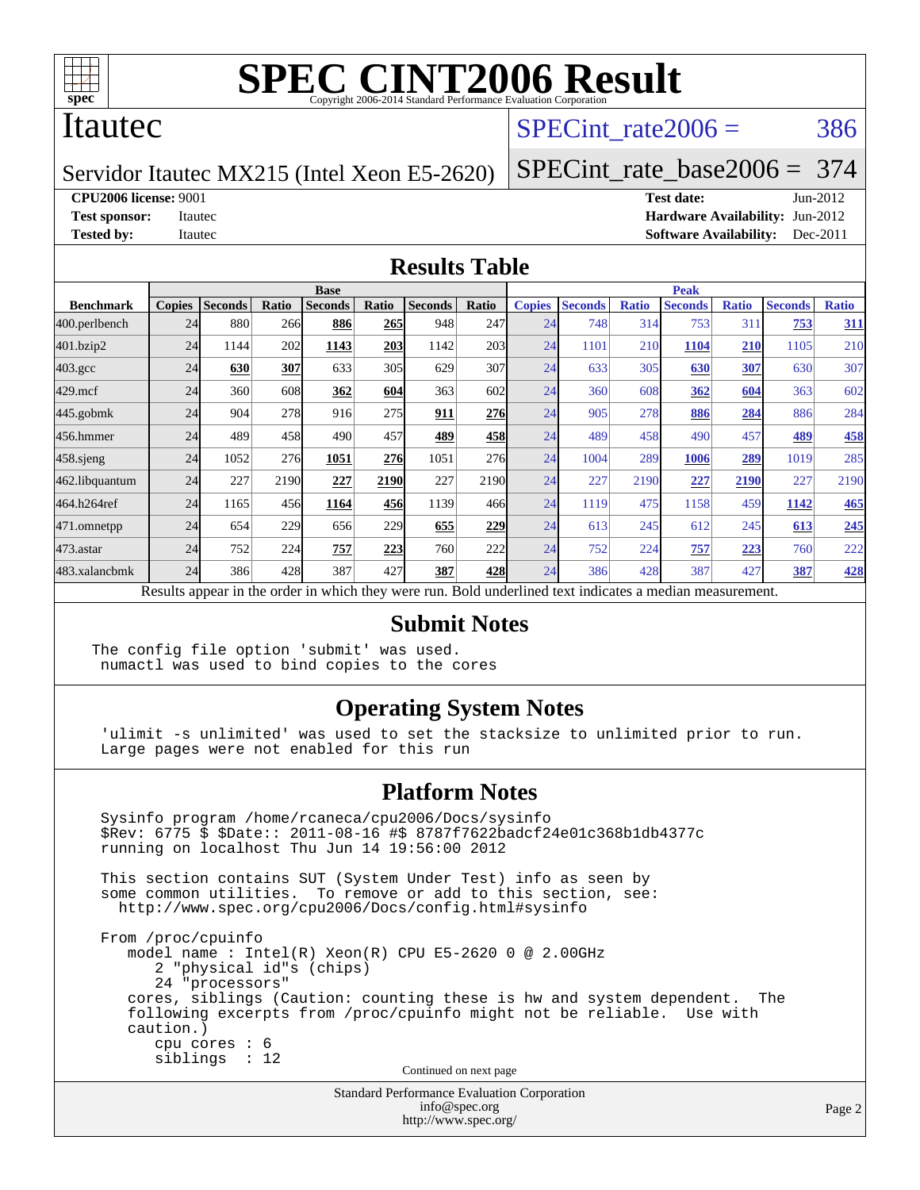# SPEC CINT2006 Result

Copyright 2006-2014 Standard Performance Evaluation Corporation

## Itautec

Servidor Itautec MX215 (Intel Xeon E5-2620)

SPECint_rate2006 = 386

SPECint_rate_base2006 = 374

**CPU2006 license:** 9001

**Test sponsor:** Itautec

**Tested by:** Itautec

**Test date:** Jun-2012

**Hardware Availability:** Jun-2012

**Software Availability:** Dec-2011

## Results Table

| Benchmark | Base | | | | | | | Peak | | | | | | |
|---|---|---|---|---|---|---|---|---|---|---|---|---|---|---|
| | Copies | Seconds | Ratio | Seconds | Ratio | Seconds | Ratio | Copies | Seconds | Ratio | Seconds | Ratio | Seconds | Ratio |
| 400.perlbench | 24 | 880 | 266 | **886** | **265** | 948 | 247 | 24 | 748 | 314 | 753 | 311 | **753** | **311** |
| 401.bzip2 | 24 | 1144 | 202 | **1143** | **203** | 1142 | 203 | 24 | 1101 | 210 | **1104** | **210** | 1105 | 210 |
| 403.gcc | 24 | **630** | **307** | 633 | 305 | 629 | 307 | 24 | 633 | 305 | **630** | **307** | 630 | 307 |
| 429.mcf | 24 | 360 | 608 | **362** | **604** | 363 | 602 | 24 | 360 | 608 | **362** | **604** | 363 | 602 |
| 445.gobmk | 24 | 904 | 278 | 916 | 275 | **911** | **276** | 24 | 905 | 278 | **886** | **284** | 886 | 284 |
| 456.hmmer | 24 | 489 | 458 | 490 | 457 | **489** | **458** | 24 | 489 | 458 | 490 | 457 | **489** | **458** |
| 458.sjeng | 24 | 1052 | 276 | **1051** | **276** | 1051 | 276 | 24 | 1004 | 289 | **1006** | **289** | 1019 | 285 |
| 462.libquantum | 24 | 227 | 2190 | **227** | **2190** | 227 | 2190 | 24 | 227 | 2190 | **227** | **2190** | 227 | 2190 |
| 464.h264ref | 24 | 1165 | 456 | **1164** | **456** | 1139 | 466 | 24 | 1119 | 475 | 1158 | 459 | **1142** | **465** |
| 471.omnetpp | 24 | 654 | 229 | 656 | 229 | **655** | **229** | 24 | 613 | 245 | 612 | 245 | **613** | **245** |
| 473.astar | 24 | 752 | 224 | **757** | **223** | 760 | 222 | 24 | 752 | 224 | **757** | **223** | 760 | 222 |
| 483.xalancbmk | 24 | 386 | 428 | 387 | 427 | **387** | **428** | 24 | 386 | 428 | 387 | 427 | **387** | **428** |

Results appear in the order in which they were run. Bold underlined text indicates a median measurement.

## Submit Notes

```
The config file option 'submit' was used.
 numactl was used to bind copies to the cores
```

## Operating System Notes

```
'ulimit -s unlimited' was used to set the stacksize to unlimited prior to run.
Large pages were not enabled for this run
```

## Platform Notes

```
Sysinfo program /home/rcaneca/cpu2006/Docs/sysinfo
$Rev: 6775 $ $Date:: 2011-08-16 #$ 8787f7622badcf24e01c368b1db4377c
running on localhost Thu Jun 14 19:56:00 2012

This section contains SUT (System Under Test) info as seen by
some common utilities.  To remove or add to this section, see:
  http://www.spec.org/cpu2006/Docs/config.html#sysinfo

From /proc/cpuinfo
   model name : Intel(R) Xeon(R) CPU E5-2620 0 @ 2.00GHz
      2 "physical id"s (chips)
      24 "processors"
   cores, siblings (Caution: counting these is hw and system dependent.  The
   following excerpts from /proc/cpuinfo might not be reliable.  Use with
   caution.)
      cpu cores : 6
      siblings  : 12
```

Continued on next page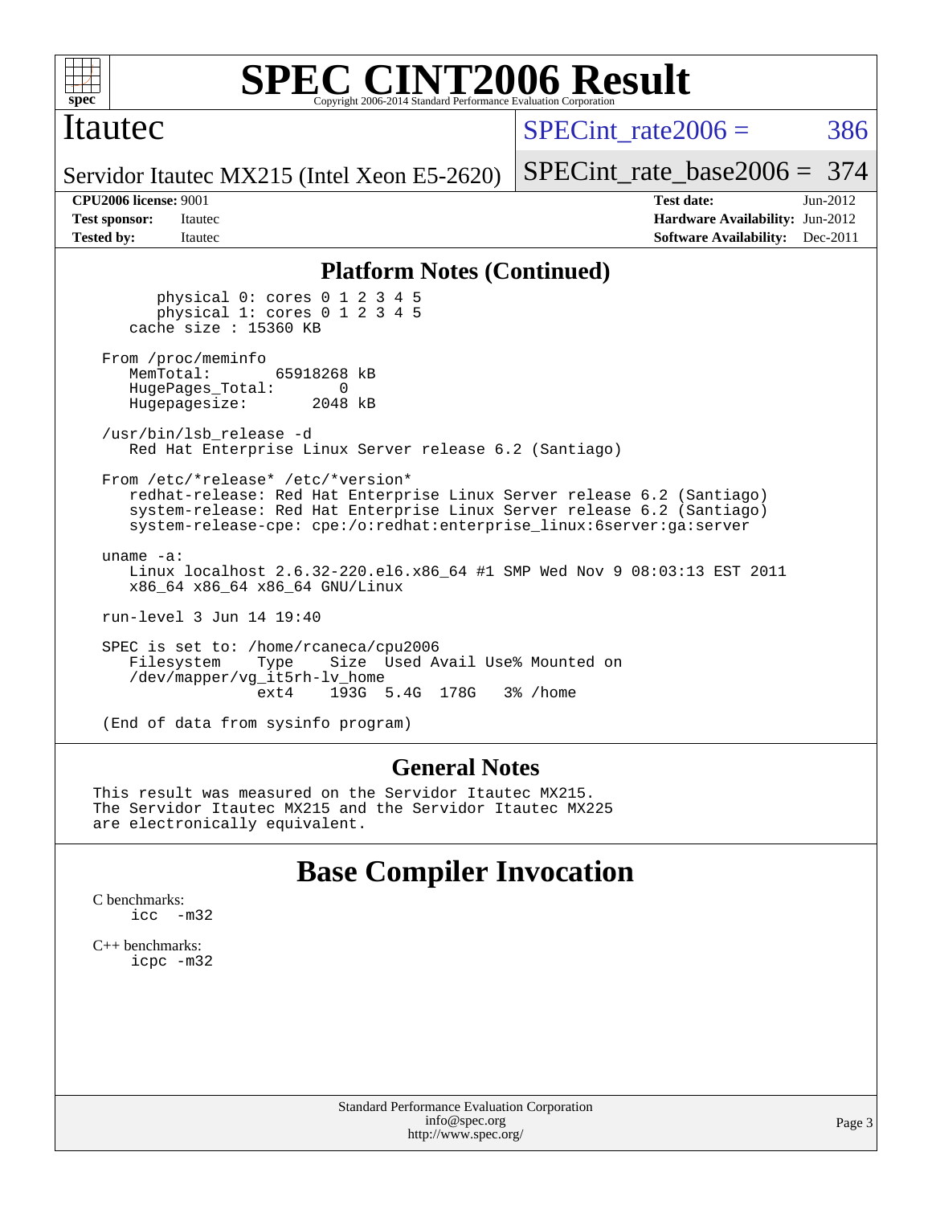# SPEC CINT2006 Result

Copyright 2006-2014 Standard Performance Evaluation Corporation

## Itautec

Servidor Itautec MX215 (Intel Xeon E5-2620)

SPECint_rate2006 = 386

SPECint_rate_base2006 = 374

**CPU2006 license:** 9001
**Test sponsor:** Itautec
**Tested by:** Itautec

**Test date:** Jun-2012
**Hardware Availability:** Jun-2012
**Software Availability:** Dec-2011

### Platform Notes (Continued)

```
        physical 0: cores 0 1 2 3 4 5
        physical 1: cores 0 1 2 3 4 5
    cache size : 15360 KB

 From /proc/meminfo
    MemTotal:       65918268 kB
    HugePages_Total:       0
    Hugepagesize:       2048 kB

 /usr/bin/lsb_release -d
    Red Hat Enterprise Linux Server release 6.2 (Santiago)

 From /etc/*release* /etc/*version*
    redhat-release: Red Hat Enterprise Linux Server release 6.2 (Santiago)
    system-release: Red Hat Enterprise Linux Server release 6.2 (Santiago)
    system-release-cpe: cpe:/o:redhat:enterprise_linux:6server:ga:server

 uname -a:
    Linux localhost 2.6.32-220.el6.x86_64 #1 SMP Wed Nov 9 08:03:13 EST 2011
    x86_64 x86_64 x86_64 GNU/Linux

 run-level 3 Jun 14 19:40

 SPEC is set to: /home/rcaneca/cpu2006
    Filesystem     Type    Size  Used Avail Use% Mounted on
    /dev/mapper/vg_it5rh-lv_home
                   ext4    193G  5.4G  178G   3% /home

 (End of data from sysinfo program)
```

### General Notes

```
This result was measured on the Servidor Itautec MX215.
The Servidor Itautec MX215 and the Servidor Itautec MX225
are electronically equivalent.
```

## Base Compiler Invocation

C benchmarks:
    icc -m32

C++ benchmarks:
    icpc -m32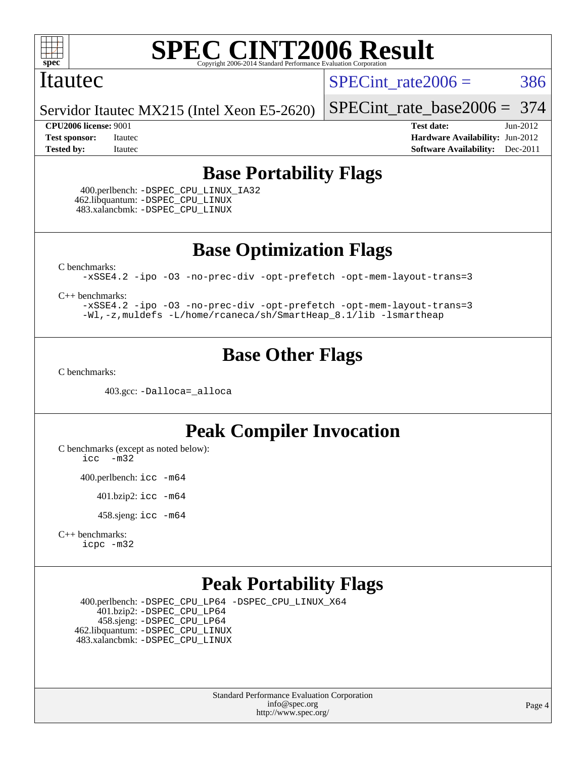# SPEC CINT2006 Result

Copyright 2006-2014 Standard Performance Evaluation Corporation

## Itautec

Servidor Itautec MX215 (Intel Xeon E5-2620)

SPECint_rate2006 = 386

SPECint_rate_base2006 = 374

**CPU2006 license:** 9001
**Test sponsor:** Itautec
**Tested by:** Itautec

**Test date:** Jun-2012
**Hardware Availability:** Jun-2012
**Software Availability:** Dec-2011

## Base Portability Flags

400.perlbench: -DSPEC_CPU_LINUX_IA32
462.libquantum: -DSPEC_CPU_LINUX
483.xalancbmk: -DSPEC_CPU_LINUX

## Base Optimization Flags

C benchmarks:
-xSSE4.2 -ipo -O3 -no-prec-div -opt-prefetch -opt-mem-layout-trans=3

C++ benchmarks:
-xSSE4.2 -ipo -O3 -no-prec-div -opt-prefetch -opt-mem-layout-trans=3
-Wl,-z,muldefs -L/home/rcaneca/sh/SmartHeap_8.1/lib -lsmartheap

## Base Other Flags

C benchmarks:

403.gcc: -Dalloca=_alloca

## Peak Compiler Invocation

C benchmarks (except as noted below):
icc -m32

400.perlbench: icc -m64

401.bzip2: icc -m64

458.sjeng: icc -m64

C++ benchmarks:
icpc -m32

## Peak Portability Flags

400.perlbench: -DSPEC_CPU_LP64 -DSPEC_CPU_LINUX_X64
401.bzip2: -DSPEC_CPU_LP64
458.sjeng: -DSPEC_CPU_LP64
462.libquantum: -DSPEC_CPU_LINUX
483.xalancbmk: -DSPEC_CPU_LINUX

Standard Performance Evaluation Corporation
info@spec.org
http://www.spec.org/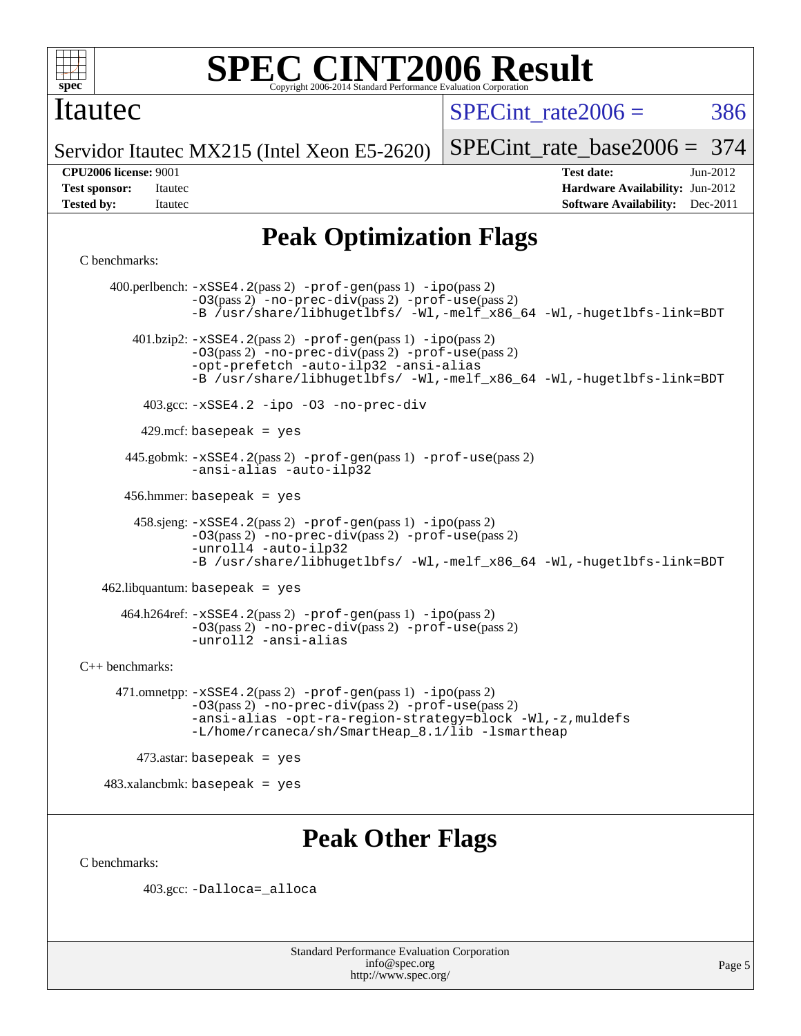# SPEC CINT2006 Result

Itautec

Servidor Itautec MX215 (Intel Xeon E5-2620)

SPECint_rate2006 = 386

SPECint_rate_base2006 = 374

**CPU2006 license:** 9001
**Test sponsor:** Itautec
**Tested by:** Itautec

**Test date:** Jun-2012
**Hardware Availability:** Jun-2012
**Software Availability:** Dec-2011

## Peak Optimization Flags

C benchmarks:

400.perlbench: -xSSE4.2(pass 2) -prof-gen(pass 1) -ipo(pass 2) -O3(pass 2) -no-prec-div(pass 2) -prof-use(pass 2) -B /usr/share/libhugetlbfs/ -Wl,-melf_x86_64 -Wl,-hugetlbfs-link=BDT

401.bzip2: -xSSE4.2(pass 2) -prof-gen(pass 1) -ipo(pass 2) -O3(pass 2) -no-prec-div(pass 2) -prof-use(pass 2) -opt-prefetch -auto-ilp32 -ansi-alias -B /usr/share/libhugetlbfs/ -Wl,-melf_x86_64 -Wl,-hugetlbfs-link=BDT

403.gcc: -xSSE4.2 -ipo -O3 -no-prec-div

429.mcf: basepeak = yes

445.gobmk: -xSSE4.2(pass 2) -prof-gen(pass 1) -prof-use(pass 2) -ansi-alias -auto-ilp32

456.hmmer: basepeak = yes

458.sjeng: -xSSE4.2(pass 2) -prof-gen(pass 1) -ipo(pass 2) -O3(pass 2) -no-prec-div(pass 2) -prof-use(pass 2) -unroll4 -auto-ilp32 -B /usr/share/libhugetlbfs/ -Wl,-melf_x86_64 -Wl,-hugetlbfs-link=BDT

462.libquantum: basepeak = yes

464.h264ref: -xSSE4.2(pass 2) -prof-gen(pass 1) -ipo(pass 2) -O3(pass 2) -no-prec-div(pass 2) -prof-use(pass 2) -unroll2 -ansi-alias

C++ benchmarks:

471.omnetpp: -xSSE4.2(pass 2) -prof-gen(pass 1) -ipo(pass 2) -O3(pass 2) -no-prec-div(pass 2) -prof-use(pass 2) -ansi-alias -opt-ra-region-strategy=block -Wl,-z,muldefs -L/home/rcaneca/sh/SmartHeap_8.1/lib -lsmartheap

473.astar: basepeak = yes

483.xalancbmk: basepeak = yes

## Peak Other Flags

C benchmarks:

403.gcc: -Dalloca=_alloca

Standard Performance Evaluation Corporation
info@spec.org
http://www.spec.org/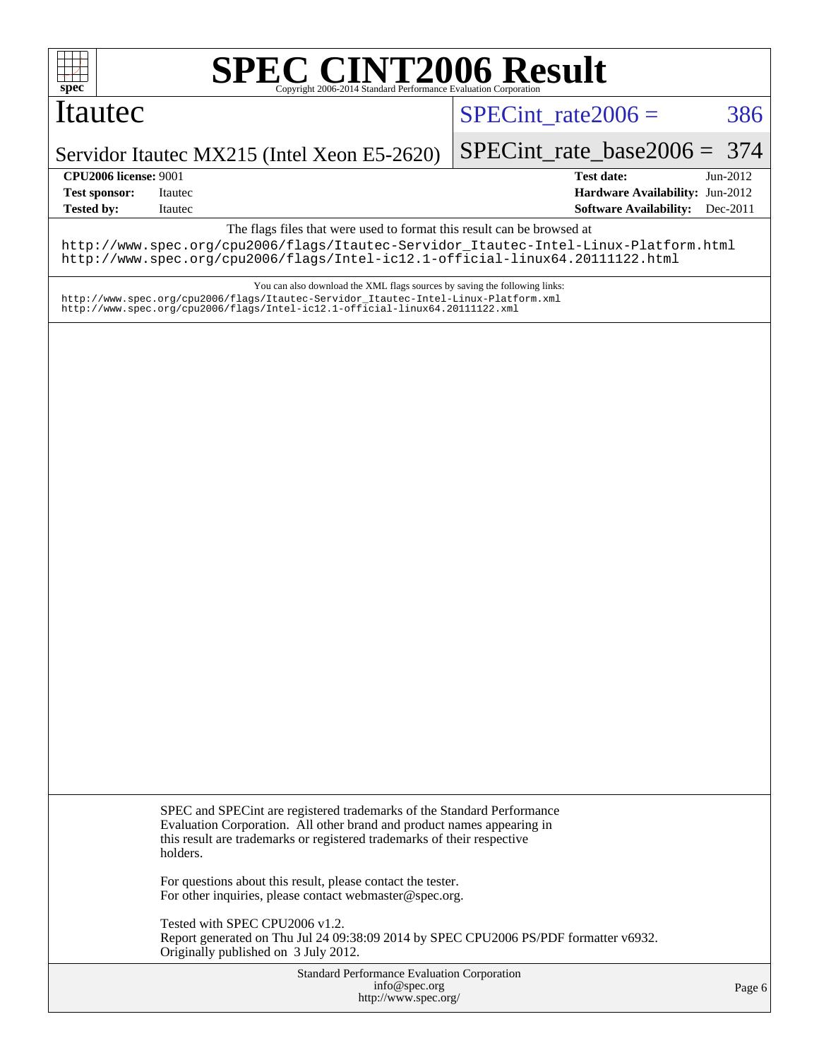The flags files that were used to format this result can be browsed at

http://www.spec.org/cpu2006/flags/Itautec-Servidor_Itautec-Intel-Linux-Platform.html
http://www.spec.org/cpu2006/flags/Intel-ic12.1-official-linux64.20111122.html

You can also download the XML flags sources by saving the following links:

http://www.spec.org/cpu2006/flags/Itautec-Servidor_Itautec-Intel-Linux-Platform.xml
http://www.spec.org/cpu2006/flags/Intel-ic12.1-official-linux64.20111122.xml

SPEC and SPECint are registered trademarks of the Standard Performance Evaluation Corporation. All other brand and product names appearing in this result are trademarks or registered trademarks of their respective holders.

For questions about this result, please contact the tester.
For other inquiries, please contact webmaster@spec.org.

Tested with SPEC CPU2006 v1.2.
Report generated on Thu Jul 24 09:38:09 2014 by SPEC CPU2006 PS/PDF formatter v6932.
Originally published on 3 July 2012.